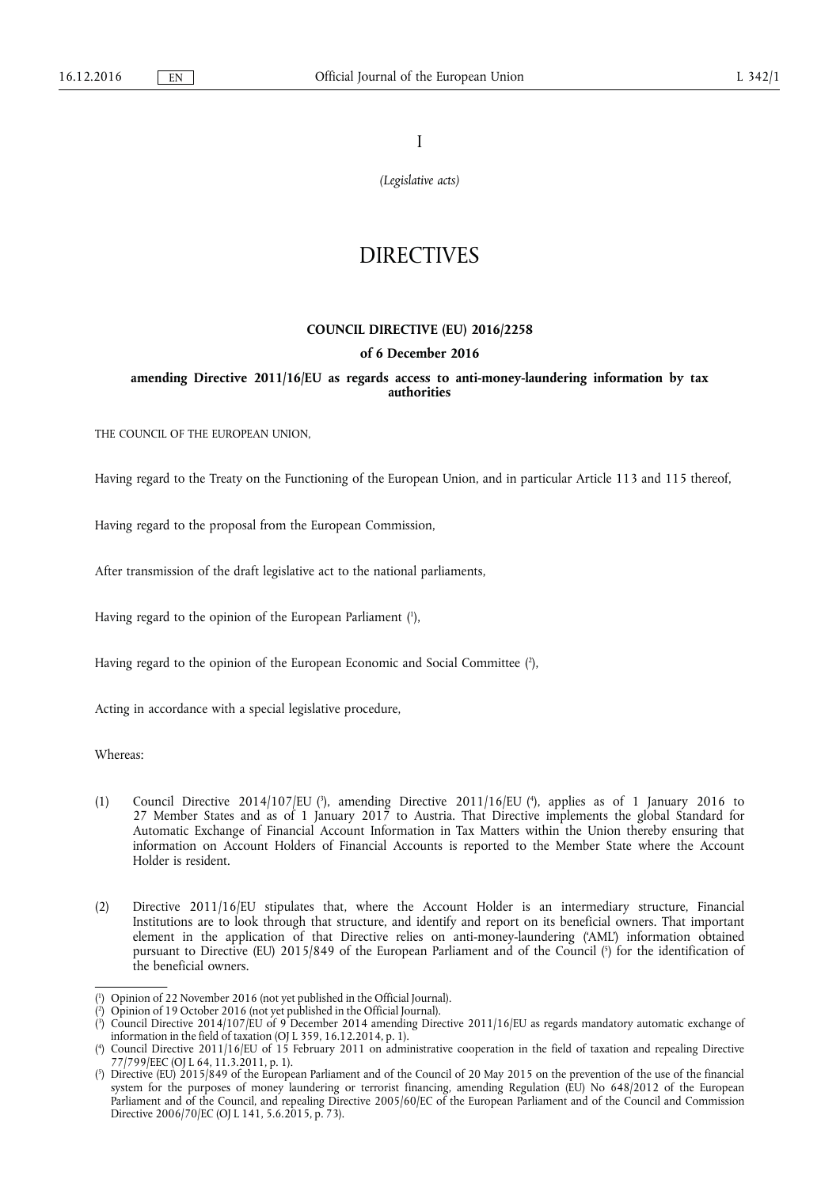I

*(Legislative acts)*

# DIRECTIVES

## COUNCIL DIRECTIVE (EU) 2016/2258

### of 6 December 2016

### amending Directive 2011/16/EU as regards access to anti-money-laundering information by tax authorities

THE COUNCIL OF THE EUROPEAN UNION,

Having regard to the Treaty on the Functioning of the European Union, and in particular Article 113 and 115 thereof,

Having regard to the proposal from the European Commission,

After transmission of the draft legislative act to the national parliaments,

Having regard to the opinion of the European Parliament [1],

Having regard to the opinion of the European Economic and Social Committee [2],

Acting in accordance with a special legislative procedure,

Whereas:

(1) Council Directive 2014/107/EU [3], amending Directive 2011/16/EU [4], applies as of 1 January 2016 to 27 Member States and as of 1 January 2017 to Austria. That Directive implements the global Standard for Automatic Exchange of Financial Account Information in Tax Matters within the Union thereby ensuring that information on Account Holders of Financial Accounts is reported to the Member State where the Account Holder is resident.

(2) Directive 2011/16/EU stipulates that, where the Account Holder is an intermediary structure, Financial Institutions are to look through that structure, and identify and report on its beneficial owners. That important element in the application of that Directive relies on anti-money-laundering ('AML') information obtained pursuant to Directive (EU) 2015/849 of the European Parliament and of the Council [5] for the identification of the beneficial owners.

---

[1] Opinion of 22 November 2016 (not yet published in the Official Journal).

[2] Opinion of 19 October 2016 (not yet published in the Official Journal).

[3] Council Directive 2014/107/EU of 9 December 2014 amending Directive 2011/16/EU as regards mandatory automatic exchange of information in the field of taxation (OJ L 359, 16.12.2014, p. 1).

[4] Council Directive 2011/16/EU of 15 February 2011 on administrative cooperation in the field of taxation and repealing Directive 77/799/EEC (OJ L 64, 11.3.2011, p. 1).

[5] Directive (EU) 2015/849 of the European Parliament and of the Council of 20 May 2015 on the prevention of the use of the financial system for the purposes of money laundering or terrorist financing, amending Regulation (EU) No 648/2012 of the European Parliament and of the Council, and repealing Directive 2005/60/EC of the European Parliament and of the Council and Commission Directive 2006/70/EC (OJ L 141, 5.6.2015, p. 73).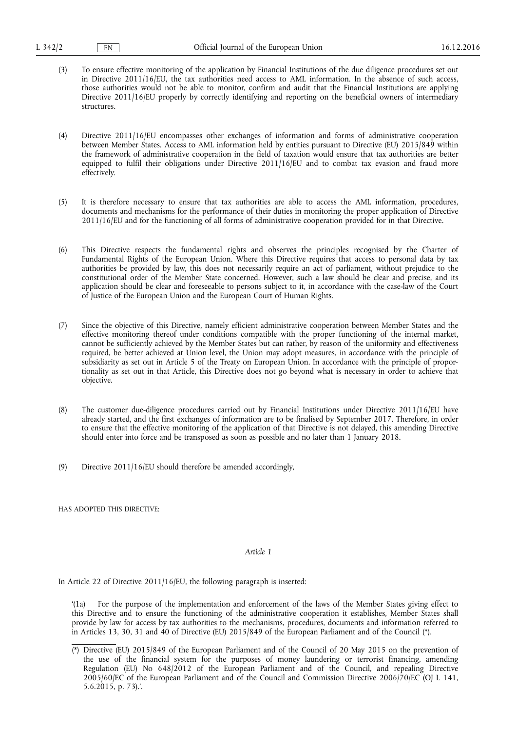(3) To ensure effective monitoring of the application by Financial Institutions of the due diligence procedures set out in Directive 2011/16/EU, the tax authorities need access to AML information. In the absence of such access, those authorities would not be able to monitor, confirm and audit that the Financial Institutions are applying Directive 2011/16/EU properly by correctly identifying and reporting on the beneficial owners of intermediary structures.

(4) Directive 2011/16/EU encompasses other exchanges of information and forms of administrative cooperation between Member States. Access to AML information held by entities pursuant to Directive (EU) 2015/849 within the framework of administrative cooperation in the field of taxation would ensure that tax authorities are better equipped to fulfil their obligations under Directive 2011/16/EU and to combat tax evasion and fraud more effectively.

(5) It is therefore necessary to ensure that tax authorities are able to access the AML information, procedures, documents and mechanisms for the performance of their duties in monitoring the proper application of Directive 2011/16/EU and for the functioning of all forms of administrative cooperation provided for in that Directive.

(6) This Directive respects the fundamental rights and observes the principles recognised by the Charter of Fundamental Rights of the European Union. Where this Directive requires that access to personal data by tax authorities be provided by law, this does not necessarily require an act of parliament, without prejudice to the constitutional order of the Member State concerned. However, such a law should be clear and precise, and its application should be clear and foreseeable to persons subject to it, in accordance with the case-law of the Court of Justice of the European Union and the European Court of Human Rights.

(7) Since the objective of this Directive, namely efficient administrative cooperation between Member States and the effective monitoring thereof under conditions compatible with the proper functioning of the internal market, cannot be sufficiently achieved by the Member States but can rather, by reason of the uniformity and effectiveness required, be better achieved at Union level, the Union may adopt measures, in accordance with the principle of subsidiarity as set out in Article 5 of the Treaty on European Union. In accordance with the principle of proportionality as set out in that Article, this Directive does not go beyond what is necessary in order to achieve that objective.

(8) The customer due-diligence procedures carried out by Financial Institutions under Directive 2011/16/EU have already started, and the first exchanges of information are to be finalised by September 2017. Therefore, in order to ensure that the effective monitoring of the application of that Directive is not delayed, this amending Directive should enter into force and be transposed as soon as possible and no later than 1 January 2018.

(9) Directive 2011/16/EU should therefore be amended accordingly,

HAS ADOPTED THIS DIRECTIVE:

*Article 1*

In Article 22 of Directive 2011/16/EU, the following paragraph is inserted:

'(1a) For the purpose of the implementation and enforcement of the laws of the Member States giving effect to this Directive and to ensure the functioning of the administrative cooperation it establishes, Member States shall provide by law for access by tax authorities to the mechanisms, procedures, documents and information referred to in Articles 13, 30, 31 and 40 of Directive (EU) 2015/849 of the European Parliament and of the Council (*).

(*) Directive (EU) 2015/849 of the European Parliament and of the Council of 20 May 2015 on the prevention of the use of the financial system for the purposes of money laundering or terrorist financing, amending Regulation (EU) No 648/2012 of the European Parliament and of the Council, and repealing Directive 2005/60/EC of the European Parliament and of the Council and Commission Directive 2006/70/EC (OJ L 141, 5.6.2015, p. 73).'.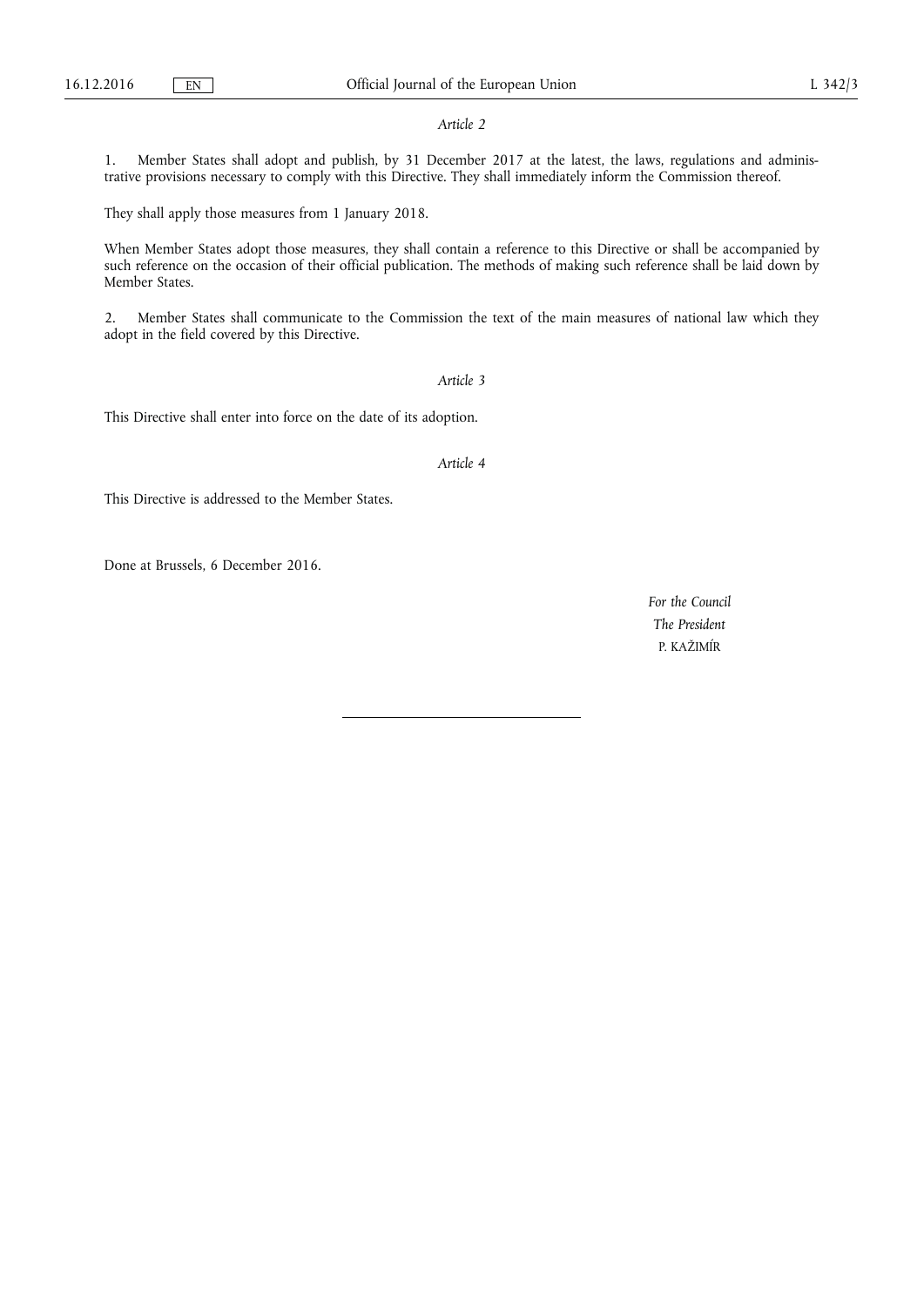*Article 2*

1. Member States shall adopt and publish, by 31 December 2017 at the latest, the laws, regulations and administrative provisions necessary to comply with this Directive. They shall immediately inform the Commission thereof.

They shall apply those measures from 1 January 2018.

When Member States adopt those measures, they shall contain a reference to this Directive or shall be accompanied by such reference on the occasion of their official publication. The methods of making such reference shall be laid down by Member States.

2. Member States shall communicate to the Commission the text of the main measures of national law which they adopt in the field covered by this Directive.

*Article 3*

This Directive shall enter into force on the date of its adoption.

*Article 4*

This Directive is addressed to the Member States.

Done at Brussels, 6 December 2016.

*For the Council*

*The President*

P. KAŽIMÍR